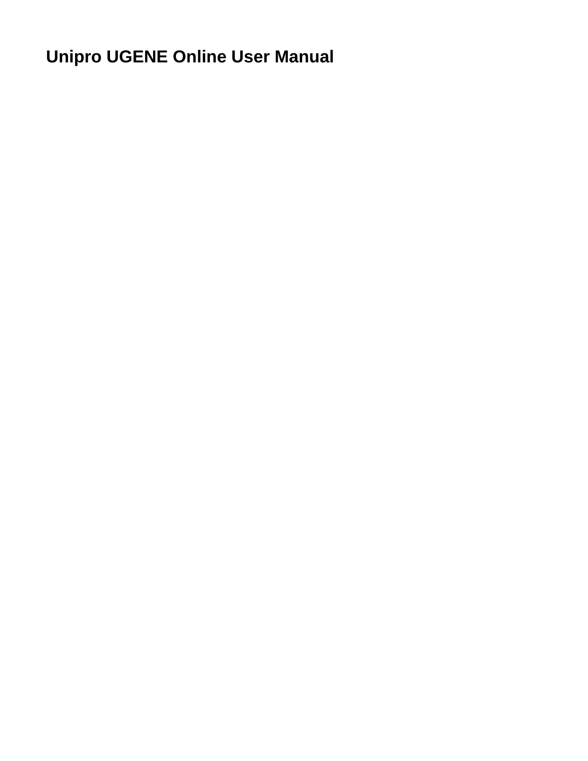# Unipro UGENE Online User Manual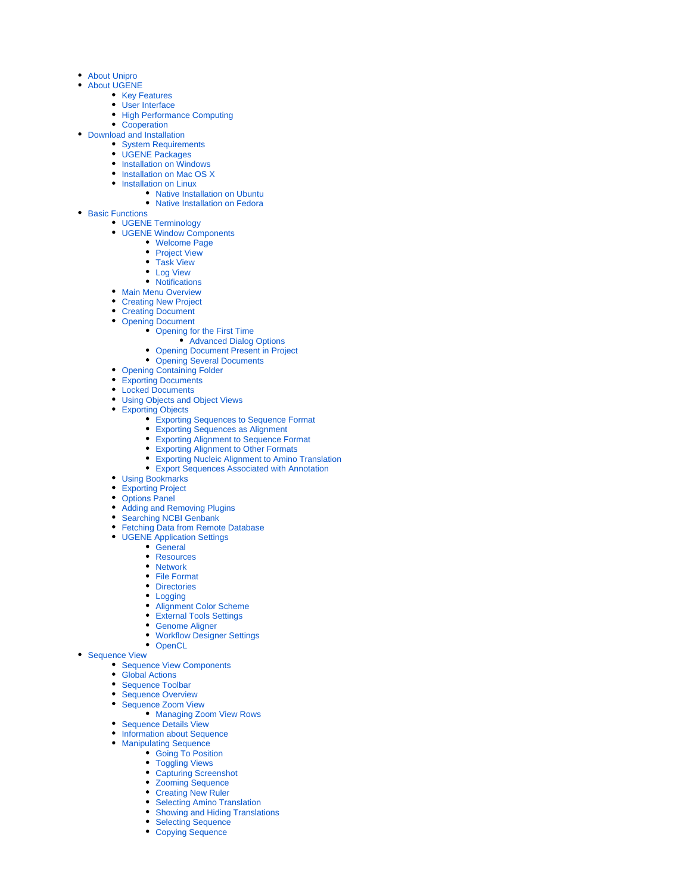- About Unipro
- About UGENE
    - Key Features
    - User Interface
    - High Performance Computing
    - Cooperation
- Download and Installation
    - System Requirements
    - UGENE Packages
    - Installation on Windows
    - Installation on Mac OS X
    - Installation on Linux
        - Native Installation on Ubuntu
        - Native Installation on Fedora
- Basic Functions
    - UGENE Terminology
    - UGENE Window Components
        - Welcome Page
        - Project View
        - Task View
        - Log View
        - Notifications
    - Main Menu Overview
    - Creating New Project
    - Creating Document
    - Opening Document
        - Opening for the First Time
            - Advanced Dialog Options
        - Opening Document Present in Project
        - Opening Several Documents
    - Opening Containing Folder
    - Exporting Documents
    - Locked Documents
    - Using Objects and Object Views
    - Exporting Objects
        - Exporting Sequences to Sequence Format
        - Exporting Sequences as Alignment
        - Exporting Alignment to Sequence Format
        - Exporting Alignment to Other Formats
        - Exporting Nucleic Alignment to Amino Translation
        - Export Sequences Associated with Annotation
    - Using Bookmarks
    - Exporting Project
    - Options Panel
    - Adding and Removing Plugins
    - Searching NCBI Genbank
    - Fetching Data from Remote Database
    - UGENE Application Settings
        - General
        - Resources
        - Network
        - File Format
        - Directories
        - Logging
        - Alignment Color Scheme
        - External Tools Settings
        - Genome Aligner
        - Workflow Designer Settings
        - OpenCL
- Sequence View
    - Sequence View Components
    - Global Actions
    - Sequence Toolbar
    - Sequence Overview
    - Sequence Zoom View
        - Managing Zoom View Rows
    - Sequence Details View
    - Information about Sequence
    - Manipulating Sequence
        - Going To Position
        - Toggling Views
        - Capturing Screenshot
        - Zooming Sequence
        - Creating New Ruler
        - Selecting Amino Translation
        - Showing and Hiding Translations
        - Selecting Sequence
        - Copying Sequence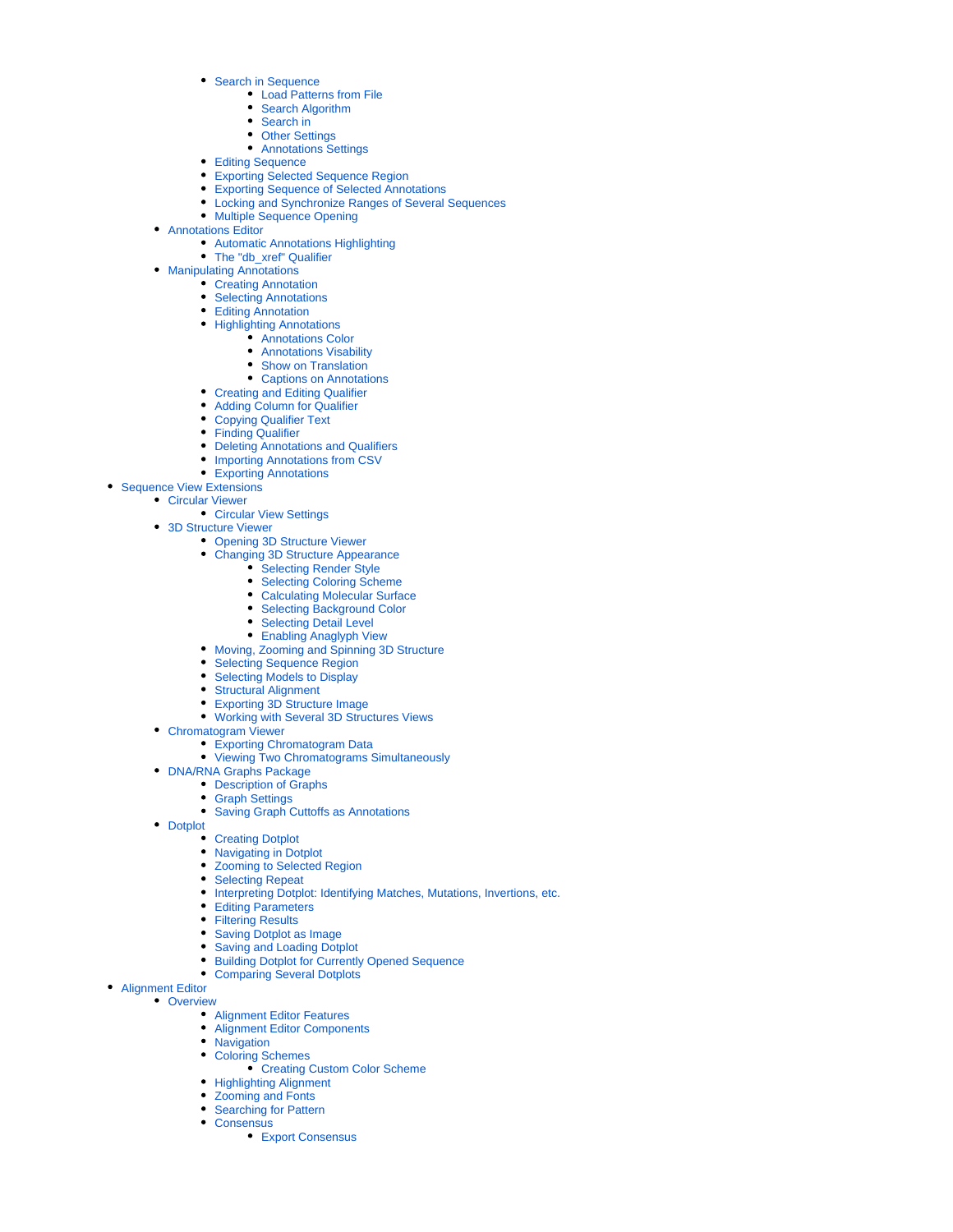- Search in Sequence
            - Load Patterns from File
            - Search Algorithm
            - Search in
            - Other Settings
            - Annotations Settings
        - Editing Sequence
        - Exporting Selected Sequence Region
        - Exporting Sequence of Selected Annotations
        - Locking and Synchronize Ranges of Several Sequences
        - Multiple Sequence Opening
    - Annotations Editor
        - Automatic Annotations Highlighting
        - The "db_xref" Qualifier
    - Manipulating Annotations
        - Creating Annotation
        - Selecting Annotations
        - Editing Annotation
        - Highlighting Annotations
            - Annotations Color
            - Annotations Visability
            - Show on Translation
            - Captions on Annotations
        - Creating and Editing Qualifier
        - Adding Column for Qualifier
        - Copying Qualifier Text
        - Finding Qualifier
        - Deleting Annotations and Qualifiers
        - Importing Annotations from CSV
        - Exporting Annotations
- Sequence View Extensions
    - Circular Viewer
        - Circular View Settings
    - 3D Structure Viewer
        - Opening 3D Structure Viewer
        - Changing 3D Structure Appearance
            - Selecting Render Style
            - Selecting Coloring Scheme
            - Calculating Molecular Surface
            - Selecting Background Color
            - Selecting Detail Level
            - Enabling Anaglyph View
        - Moving, Zooming and Spinning 3D Structure
        - Selecting Sequence Region
        - Selecting Models to Display
        - Structural Alignment
        - Exporting 3D Structure Image
        - Working with Several 3D Structures Views
    - Chromatogram Viewer
        - Exporting Chromatogram Data
        - Viewing Two Chromatograms Simultaneously
    - DNA/RNA Graphs Package
        - Description of Graphs
        - Graph Settings
        - Saving Graph Cuttoffs as Annotations
    - Dotplot
        - Creating Dotplot
        - Navigating in Dotplot
        - Zooming to Selected Region
        - Selecting Repeat
        - Interpreting Dotplot: Identifying Matches, Mutations, Invertions, etc.
        - Editing Parameters
        - Filtering Results
        - Saving Dotplot as Image
        - Saving and Loading Dotplot
        - Building Dotplot for Currently Opened Sequence
        - Comparing Several Dotplots
- Alignment Editor
    - Overview
        - Alignment Editor Features
        - Alignment Editor Components
        - Navigation
        - Coloring Schemes
            - Creating Custom Color Scheme
        - Highlighting Alignment
        - Zooming and Fonts
        - Searching for Pattern
        - Consensus
            - Export Consensus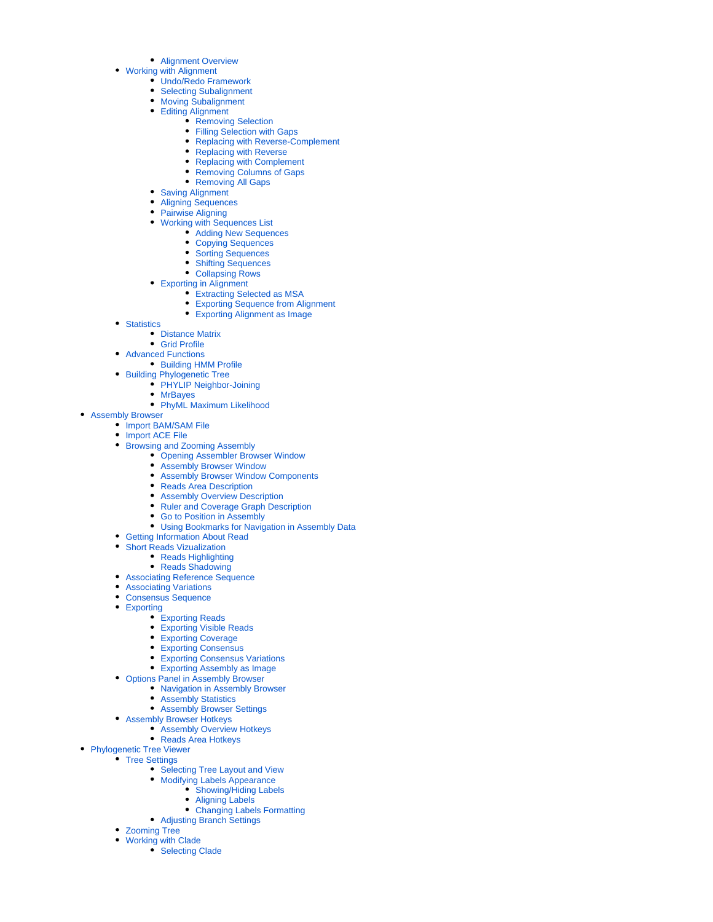- Alignment Overview
    - Working with Alignment
        - Undo/Redo Framework
        - Selecting Subalignment
        - Moving Subalignment
        - Editing Alignment
            - Removing Selection
            - Filling Selection with Gaps
            - Replacing with Reverse-Complement
            - Replacing with Reverse
            - Replacing with Complement
            - Removing Columns of Gaps
            - Removing All Gaps
        - Saving Alignment
        - Aligning Sequences
        - Pairwise Aligning
        - Working with Sequences List
            - Adding New Sequences
            - Copying Sequences
            - Sorting Sequences
            - Shifting Sequences
            - Collapsing Rows
        - Exporting in Alignment
            - Extracting Selected as MSA
            - Exporting Sequence from Alignment
            - Exporting Alignment as Image
    - Statistics
        - Distance Matrix
        - Grid Profile
    - Advanced Functions
        - Building HMM Profile
    - Building Phylogenetic Tree
        - PHYLIP Neighbor-Joining
        - MrBayes
        - PhyML Maximum Likelihood
- Assembly Browser
    - Import BAM/SAM File
    - Import ACE File
    - Browsing and Zooming Assembly
        - Opening Assembler Browser Window
        - Assembly Browser Window
        - Assembly Browser Window Components
        - Reads Area Description
        - Assembly Overview Description
        - Ruler and Coverage Graph Description
        - Go to Position in Assembly
        - Using Bookmarks for Navigation in Assembly Data
    - Getting Information About Read
    - Short Reads Vizualization
        - Reads Highlighting
        - Reads Shadowing
    - Associating Reference Sequence
    - Associating Variations
    - Consensus Sequence
    - Exporting
        - Exporting Reads
        - Exporting Visible Reads
        - Exporting Coverage
        - Exporting Consensus
        - Exporting Consensus Variations
        - Exporting Assembly as Image
    - Options Panel in Assembly Browser
        - Navigation in Assembly Browser
        - Assembly Statistics
        - Assembly Browser Settings
    - Assembly Browser Hotkeys
        - Assembly Overview Hotkeys
        - Reads Area Hotkeys
- Phylogenetic Tree Viewer
    - Tree Settings
        - Selecting Tree Layout and View
        - Modifying Labels Appearance
            - Showing/Hiding Labels
            - Aligning Labels
            - Changing Labels Formatting
        - Adjusting Branch Settings
    - Zooming Tree
    - Working with Clade
        - Selecting Clade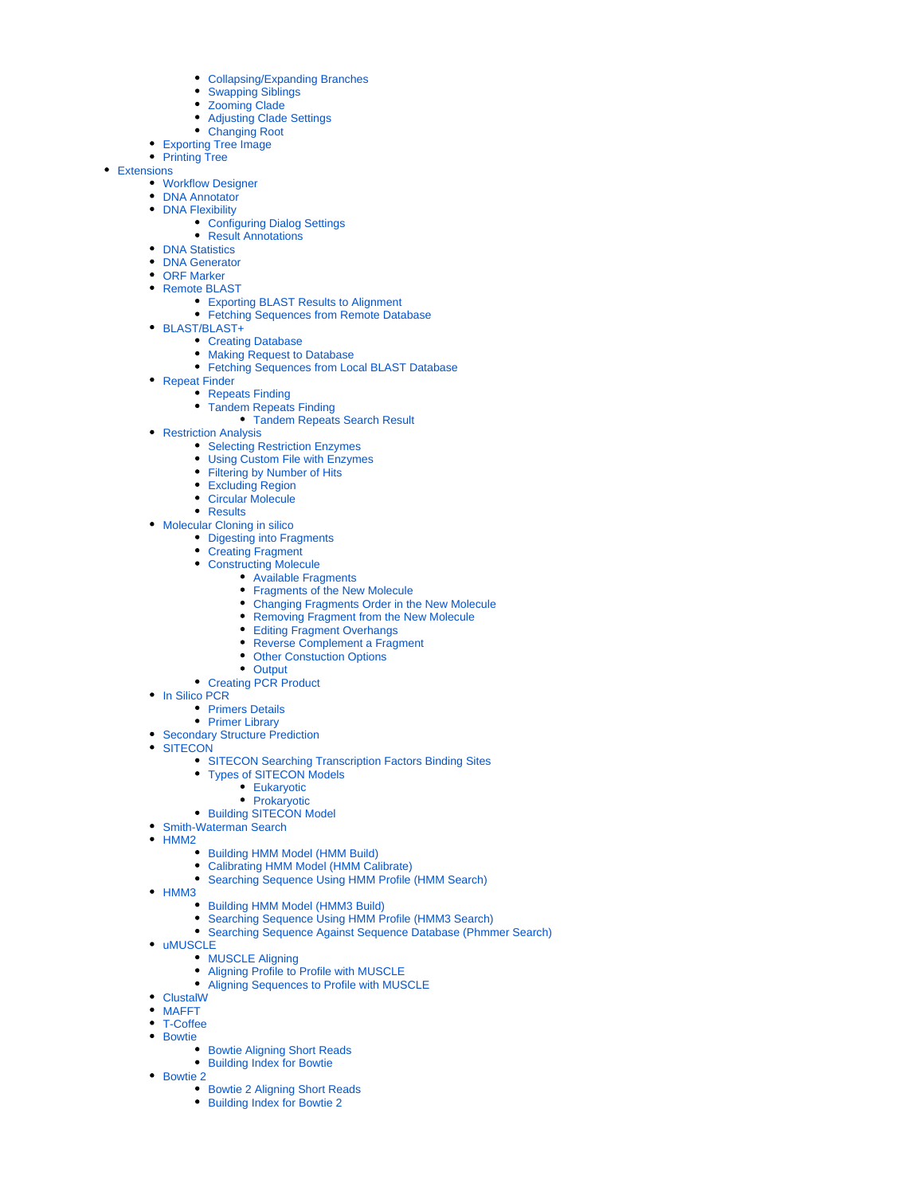- Collapsing/Expanding Branches
        - Swapping Siblings
        - Zooming Clade
        - Adjusting Clade Settings
        - Changing Root
    - Exporting Tree Image
    - Printing Tree
- Extensions
    - Workflow Designer
    - DNA Annotator
    - DNA Flexibility
        - Configuring Dialog Settings
        - Result Annotations
    - DNA Statistics
    - DNA Generator
    - ORF Marker
    - Remote BLAST
        - Exporting BLAST Results to Alignment
        - Fetching Sequences from Remote Database
    - BLAST/BLAST+
        - Creating Database
        - Making Request to Database
        - Fetching Sequences from Local BLAST Database
    - Repeat Finder
        - Repeats Finding
        - Tandem Repeats Finding
            - Tandem Repeats Search Result
    - Restriction Analysis
        - Selecting Restriction Enzymes
        - Using Custom File with Enzymes
        - Filtering by Number of Hits
        - Excluding Region
        - Circular Molecule
        - Results
    - Molecular Cloning in silico
        - Digesting into Fragments
        - Creating Fragment
        - Constructing Molecule
            - Available Fragments
            - Fragments of the New Molecule
            - Changing Fragments Order in the New Molecule
            - Removing Fragment from the New Molecule
            - Editing Fragment Overhangs
            - Reverse Complement a Fragment
            - Other Constuction Options
            - Output
        - Creating PCR Product
    - In Silico PCR
        - Primers Details
        - Primer Library
    - Secondary Structure Prediction
    - SITECON
        - SITECON Searching Transcription Factors Binding Sites
        - Types of SITECON Models
            - Eukaryotic
            - Prokaryotic
        - Building SITECON Model
    - Smith-Waterman Search
    - HMM2
        - Building HMM Model (HMM Build)
        - Calibrating HMM Model (HMM Calibrate)
        - Searching Sequence Using HMM Profile (HMM Search)
    - HMM3
        - Building HMM Model (HMM3 Build)
        - Searching Sequence Using HMM Profile (HMM3 Search)
        - Searching Sequence Against Sequence Database (Phmmer Search)
    - uMUSCLE
        - MUSCLE Aligning
        - Aligning Profile to Profile with MUSCLE
        - Aligning Sequences to Profile with MUSCLE
    - ClustalW
    - MAFFT
    - T-Coffee
    - Bowtie
        - Bowtie Aligning Short Reads
        - Building Index for Bowtie
    - Bowtie 2
        - Bowtie 2 Aligning Short Reads
        - Building Index for Bowtie 2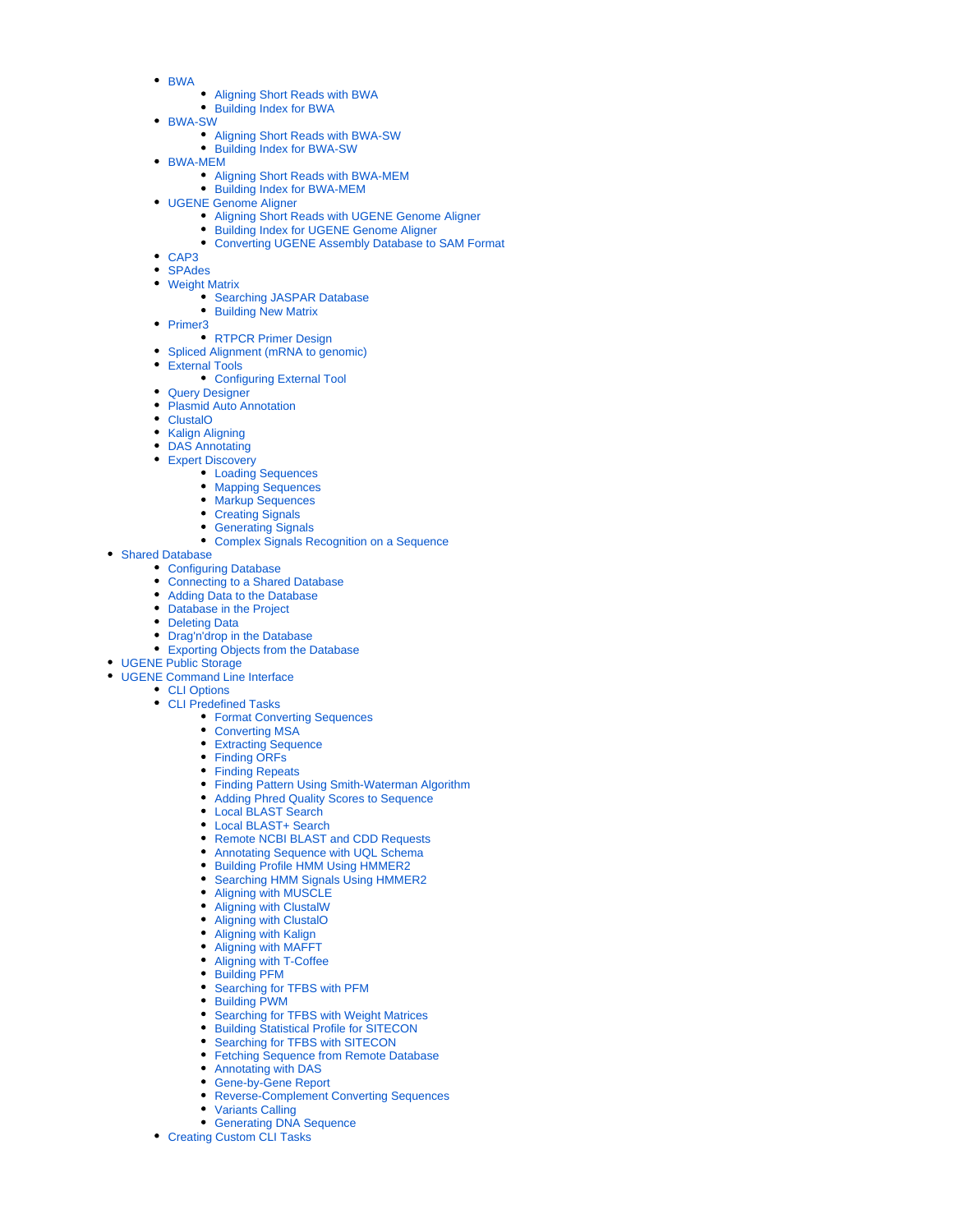- BWA
    - Aligning Short Reads with BWA
    - Building Index for BWA
- BWA-SW
    - Aligning Short Reads with BWA-SW
    - Building Index for BWA-SW
- BWA-MEM
    - Aligning Short Reads with BWA-MEM
    - Building Index for BWA-MEM
- UGENE Genome Aligner
    - Aligning Short Reads with UGENE Genome Aligner
    - Building Index for UGENE Genome Aligner
    - Converting UGENE Assembly Database to SAM Format
- CAP3
- SPAdes
- Weight Matrix
    - Searching JASPAR Database
    - Building New Matrix
- Primer3
    - RTPCR Primer Design
- Spliced Alignment (mRNA to genomic)
- External Tools
    - Configuring External Tool
- Query Designer
- Plasmid Auto Annotation
- ClustalO
- Kalign Aligning
- DAS Annotating
- Expert Discovery
    - Loading Sequences
    - Mapping Sequences
    - Markup Sequences
    - Creating Signals
    - Generating Signals
    - Complex Signals Recognition on a Sequence

- Shared Database
    - Configuring Database
    - Connecting to a Shared Database
    - Adding Data to the Database
    - Database in the Project
    - Deleting Data
    - Drag'n'drop in the Database
    - Exporting Objects from the Database
- UGENE Public Storage
- UGENE Command Line Interface
    - CLI Options
    - CLI Predefined Tasks
        - Format Converting Sequences
        - Converting MSA
        - Extracting Sequence
        - Finding ORFs
        - Finding Repeats
        - Finding Pattern Using Smith-Waterman Algorithm
        - Adding Phred Quality Scores to Sequence
        - Local BLAST Search
        - Local BLAST+ Search
        - Remote NCBI BLAST and CDD Requests
        - Annotating Sequence with UQL Schema
        - Building Profile HMM Using HMMER2
        - Searching HMM Signals Using HMMER2
        - Aligning with MUSCLE
        - Aligning with ClustalW
        - Aligning with ClustalO
        - Aligning with Kalign
        - Aligning with MAFFT
        - Aligning with T-Coffee
        - Building PFM
        - Searching for TFBS with PFM
        - Building PWM
        - Searching for TFBS with Weight Matrices
        - Building Statistical Profile for SITECON
        - Searching for TFBS with SITECON
        - Fetching Sequence from Remote Database
        - Annotating with DAS
        - Gene-by-Gene Report
        - Reverse-Complement Converting Sequences
        - Variants Calling
        - Generating DNA Sequence
    - Creating Custom CLI Tasks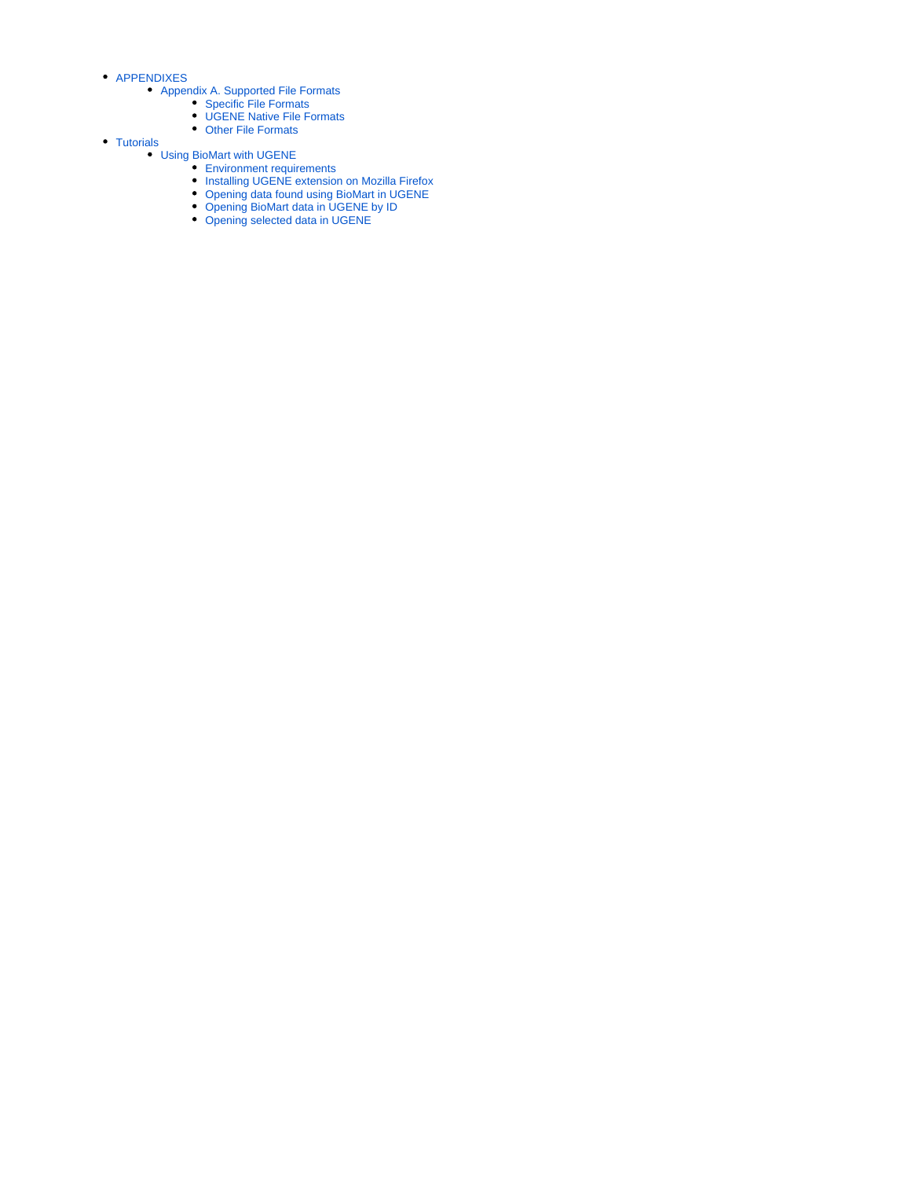- APPENDIXES
    - Appendix A. Supported File Formats
        - Specific File Formats
        - UGENE Native File Formats
        - Other File Formats
- Tutorials
    - Using BioMart with UGENE
        - Environment requirements
        - Installing UGENE extension on Mozilla Firefox
        - Opening data found using BioMart in UGENE
        - Opening BioMart data in UGENE by ID
        - Opening selected data in UGENE